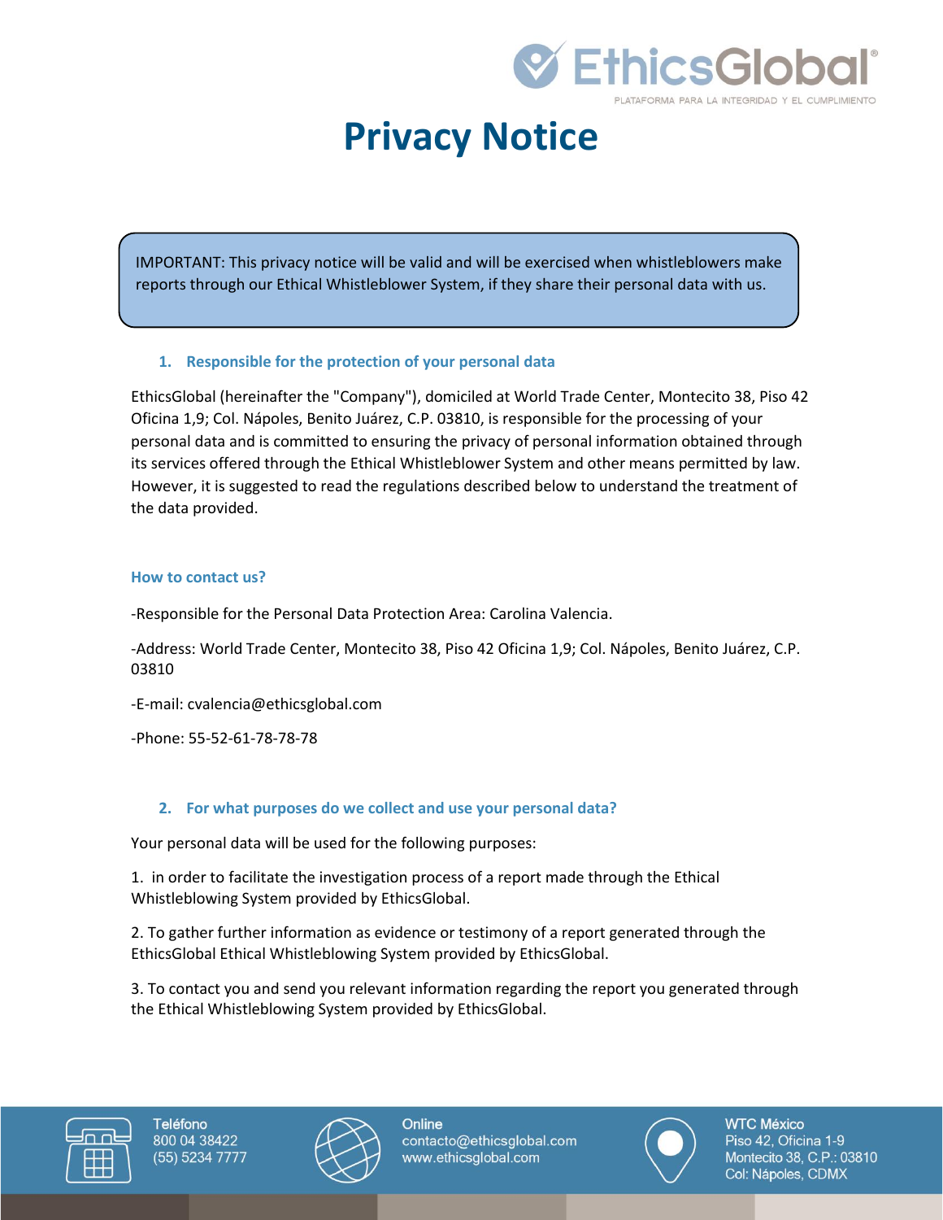# Privacy Notice

IMPORTANT: This privacy notice will be valid and will be exercised when whistleblowers make reports through our Ethical Whistleblower System, if they share their personal data with us.

## 1. Responsible for the protection of your personal data

EthicsGlobal (hereinafter the "Company"), domiciled at World Trade Center, Montecito 38, Piso 42 Oficina 1,9; Col. Nápoles, Benito Juárez, C.P. 03810, is responsible for the processing of your personal data and is committed to ensuring the privacy of personal information obtained through its services offered through the Ethical Whistleblower System and other means permitted by law. However, it is suggested to read the regulations described below to understand the treatment of the data provided.

### How to contact us?

-Responsible for the Personal Data Protection Area: Carolina Valencia.

-Address: World Trade Center, Montecito 38, Piso 42 Oficina 1,9; Col. Nápoles, Benito Juárez, C.P. 03810

-E-mail: cvalencia@ethicsglobal.com

-Phone: 55-52-61-78-78-78

## 2. For what purposes do we collect and use your personal data?

Your personal data will be used for the following purposes:

1. in order to facilitate the investigation process of a report made through the Ethical Whistleblowing System provided by EthicsGlobal.

2. To gather further information as evidence or testimony of a report generated through the EthicsGlobal Ethical Whistleblowing System provided by EthicsGlobal.

3. To contact you and send you relevant information regarding the report you generated through the Ethical Whistleblowing System provided by EthicsGlobal.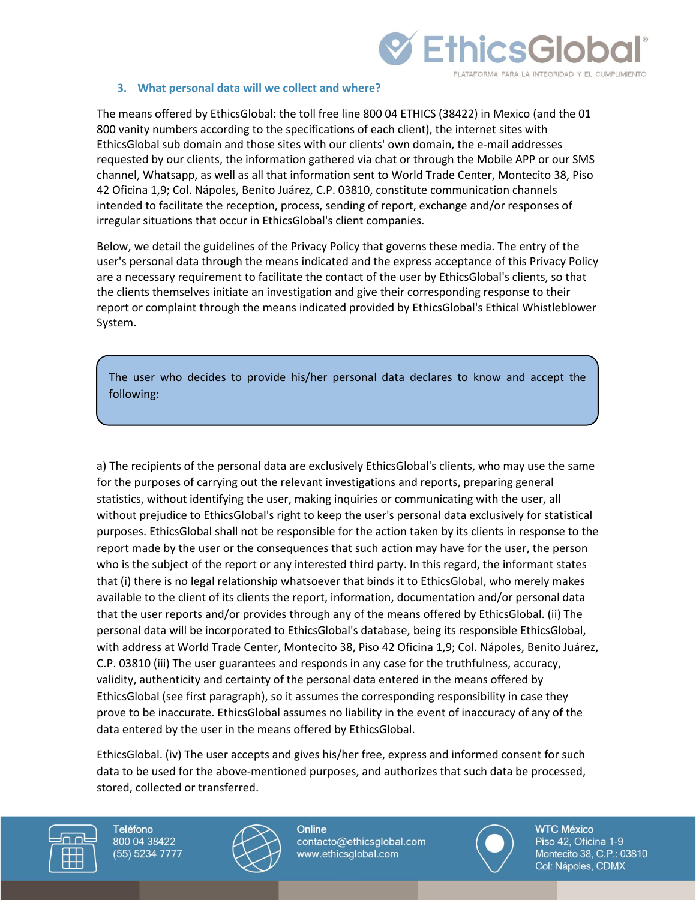### 3. What personal data will we collect and where?

The means offered by EthicsGlobal: the toll free line 800 04 ETHICS (38422) in Mexico (and the 01 800 vanity numbers according to the specifications of each client), the internet sites with EthicsGlobal sub domain and those sites with our clients' own domain, the e-mail addresses requested by our clients, the information gathered via chat or through the Mobile APP or our SMS channel, Whatsapp, as well as all that information sent to World Trade Center, Montecito 38, Piso 42 Oficina 1,9; Col. Nápoles, Benito Juárez, C.P. 03810, constitute communication channels intended to facilitate the reception, process, sending of report, exchange and/or responses of irregular situations that occur in EthicsGlobal's client companies.

Below, we detail the guidelines of the Privacy Policy that governs these media. The entry of the user's personal data through the means indicated and the express acceptance of this Privacy Policy are a necessary requirement to facilitate the contact of the user by EthicsGlobal's clients, so that the clients themselves initiate an investigation and give their corresponding response to their report or complaint through the means indicated provided by EthicsGlobal's Ethical Whistleblower System.

> The user who decides to provide his/her personal data declares to know and accept the following:

a) The recipients of the personal data are exclusively EthicsGlobal's clients, who may use the same for the purposes of carrying out the relevant investigations and reports, preparing general statistics, without identifying the user, making inquiries or communicating with the user, all without prejudice to EthicsGlobal's right to keep the user's personal data exclusively for statistical purposes. EthicsGlobal shall not be responsible for the action taken by its clients in response to the report made by the user or the consequences that such action may have for the user, the person who is the subject of the report or any interested third party. In this regard, the informant states that (i) there is no legal relationship whatsoever that binds it to EthicsGlobal, who merely makes available to the client of its clients the report, information, documentation and/or personal data that the user reports and/or provides through any of the means offered by EthicsGlobal. (ii) The personal data will be incorporated to EthicsGlobal's database, being its responsible EthicsGlobal, with address at World Trade Center, Montecito 38, Piso 42 Oficina 1,9; Col. Nápoles, Benito Juárez, C.P. 03810 (iii) The user guarantees and responds in any case for the truthfulness, accuracy, validity, authenticity and certainty of the personal data entered in the means offered by EthicsGlobal (see first paragraph), so it assumes the corresponding responsibility in case they prove to be inaccurate. EthicsGlobal assumes no liability in the event of inaccuracy of any of the data entered by the user in the means offered by EthicsGlobal.

EthicsGlobal. (iv) The user accepts and gives his/her free, express and informed consent for such data to be used for the above-mentioned purposes, and authorizes that such data be processed, stored, collected or transferred.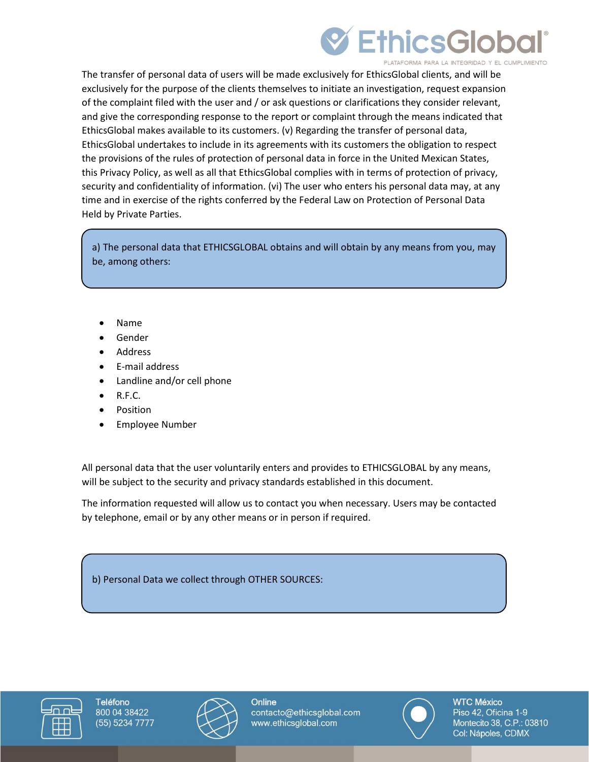The transfer of personal data of users will be made exclusively for EthicsGlobal clients, and will be exclusively for the purpose of the clients themselves to initiate an investigation, request expansion of the complaint filed with the user and / or ask questions or clarifications they consider relevant, and give the corresponding response to the report or complaint through the means indicated that EthicsGlobal makes available to its customers. (v) Regarding the transfer of personal data, EthicsGlobal undertakes to include in its agreements with its customers the obligation to respect the provisions of the rules of protection of personal data in force in the United Mexican States, this Privacy Policy, as well as all that EthicsGlobal complies with in terms of protection of privacy, security and confidentiality of information. (vi) The user who enters his personal data may, at any time and in exercise of the rights conferred by the Federal Law on Protection of Personal Data Held by Private Parties.

a) The personal data that ETHICSGLOBAL obtains and will obtain by any means from you, may be, among others:

- Name
- Gender
- Address
- E-mail address
- Landline and/or cell phone
- R.F.C.
- Position
- Employee Number

All personal data that the user voluntarily enters and provides to ETHICSGLOBAL by any means, will be subject to the security and privacy standards established in this document.

The information requested will allow us to contact you when necessary. Users may be contacted by telephone, email or by any other means or in person if required.

b) Personal Data we collect through OTHER SOURCES: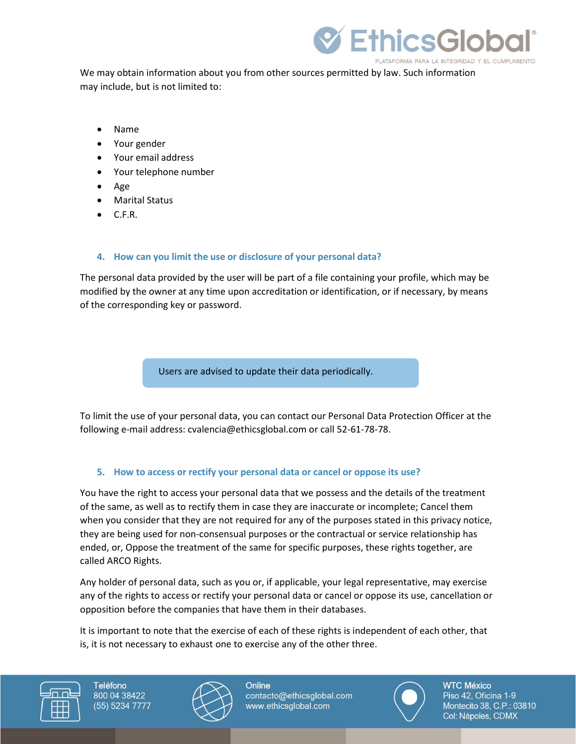We may obtain information about you from other sources permitted by law. Such information may include, but is not limited to:

- Name
- Your gender
- Your email address
- Your telephone number
- Age
- Marital Status
- C.F.R.

## 4. How can you limit the use or disclosure of your personal data?

The personal data provided by the user will be part of a file containing your profile, which may be modified by the owner at any time upon accreditation or identification, or if necessary, by means of the corresponding key or password.

Users are advised to update their data periodically.

To limit the use of your personal data, you can contact our Personal Data Protection Officer at the following e-mail address: cvalencia@ethicsglobal.com or call 52-61-78-78.

## 5. How to access or rectify your personal data or cancel or oppose its use?

You have the right to access your personal data that we possess and the details of the treatment of the same, as well as to rectify them in case they are inaccurate or incomplete; Cancel them when you consider that they are not required for any of the purposes stated in this privacy notice, they are being used for non-consensual purposes or the contractual or service relationship has ended, or, Oppose the treatment of the same for specific purposes, these rights together, are called ARCO Rights.

Any holder of personal data, such as you or, if applicable, your legal representative, may exercise any of the rights to access or rectify your personal data or cancel or oppose its use, cancellation or opposition before the companies that have them in their databases.

It is important to note that the exercise of each of these rights is independent of each other, that is, it is not necessary to exhaust one to exercise any of the other three.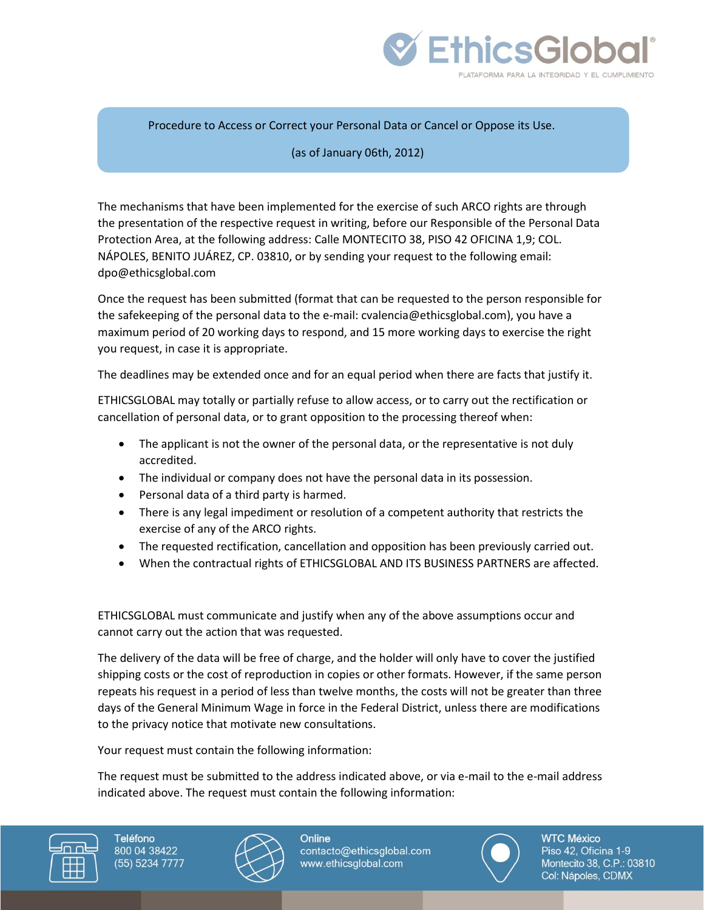Procedure to Access or Correct your Personal Data or Cancel or Oppose its Use.

(as of January 06th, 2012)

The mechanisms that have been implemented for the exercise of such ARCO rights are through the presentation of the respective request in writing, before our Responsible of the Personal Data Protection Area, at the following address: Calle MONTECITO 38, PISO 42 OFICINA 1,9; COL. NÁPOLES, BENITO JUÁREZ, CP. 03810, or by sending your request to the following email: dpo@ethicsglobal.com

Once the request has been submitted (format that can be requested to the person responsible for the safekeeping of the personal data to the e-mail: cvalencia@ethicsglobal.com), you have a maximum period of 20 working days to respond, and 15 more working days to exercise the right you request, in case it is appropriate.

The deadlines may be extended once and for an equal period when there are facts that justify it.

ETHICSGLOBAL may totally or partially refuse to allow access, or to carry out the rectification or cancellation of personal data, or to grant opposition to the processing thereof when:

- The applicant is not the owner of the personal data, or the representative is not duly accredited.
- The individual or company does not have the personal data in its possession.
- Personal data of a third party is harmed.
- There is any legal impediment or resolution of a competent authority that restricts the exercise of any of the ARCO rights.
- The requested rectification, cancellation and opposition has been previously carried out.
- When the contractual rights of ETHICSGLOBAL AND ITS BUSINESS PARTNERS are affected.

ETHICSGLOBAL must communicate and justify when any of the above assumptions occur and cannot carry out the action that was requested.

The delivery of the data will be free of charge, and the holder will only have to cover the justified shipping costs or the cost of reproduction in copies or other formats. However, if the same person repeats his request in a period of less than twelve months, the costs will not be greater than three days of the General Minimum Wage in force in the Federal District, unless there are modifications to the privacy notice that motivate new consultations.

Your request must contain the following information:

The request must be submitted to the address indicated above, or via e-mail to the e-mail address indicated above. The request must contain the following information: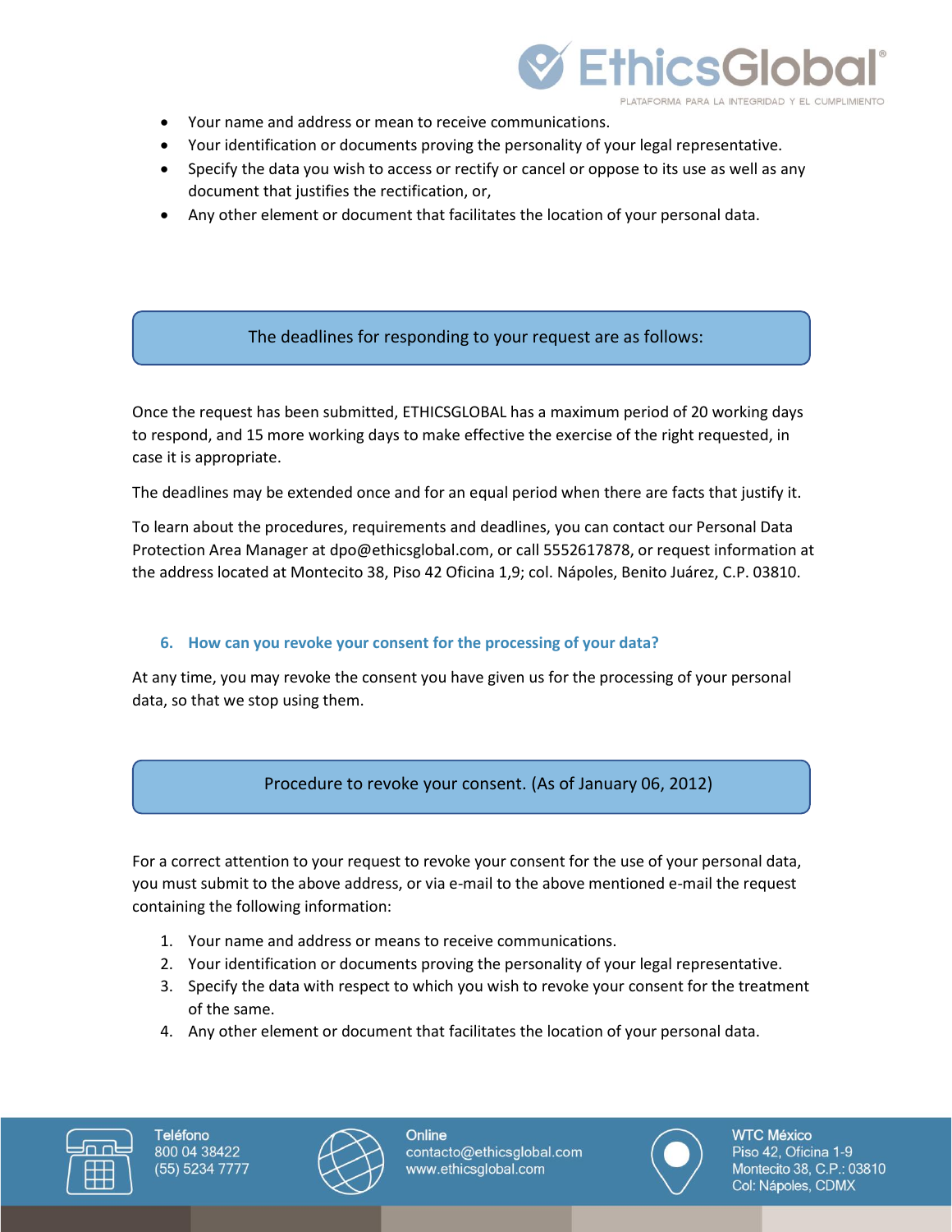- Your name and address or mean to receive communications.
- Your identification or documents proving the personality of your legal representative.
- Specify the data you wish to access or rectify or cancel or oppose to its use as well as any document that justifies the rectification, or,
- Any other element or document that facilitates the location of your personal data.

**The deadlines for responding to your request are as follows:**

Once the request has been submitted, ETHICSGLOBAL has a maximum period of 20 working days to respond, and 15 more working days to make effective the exercise of the right requested, in case it is appropriate.

The deadlines may be extended once and for an equal period when there are facts that justify it.

To learn about the procedures, requirements and deadlines, you can contact our Personal Data Protection Area Manager at dpo@ethicsglobal.com, or call 5552617878, or request information at the address located at Montecito 38, Piso 42 Oficina 1,9; col. Nápoles, Benito Juárez, C.P. 03810.

## 6. How can you revoke your consent for the processing of your data?

At any time, you may revoke the consent you have given us for the processing of your personal data, so that we stop using them.

**Procedure to revoke your consent. (As of January 06, 2012)**

For a correct attention to your request to revoke your consent for the use of your personal data, you must submit to the above address, or via e-mail to the above mentioned e-mail the request containing the following information:

1. Your name and address or means to receive communications.
2. Your identification or documents proving the personality of your legal representative.
3. Specify the data with respect to which you wish to revoke your consent for the treatment of the same.
4. Any other element or document that facilitates the location of your personal data.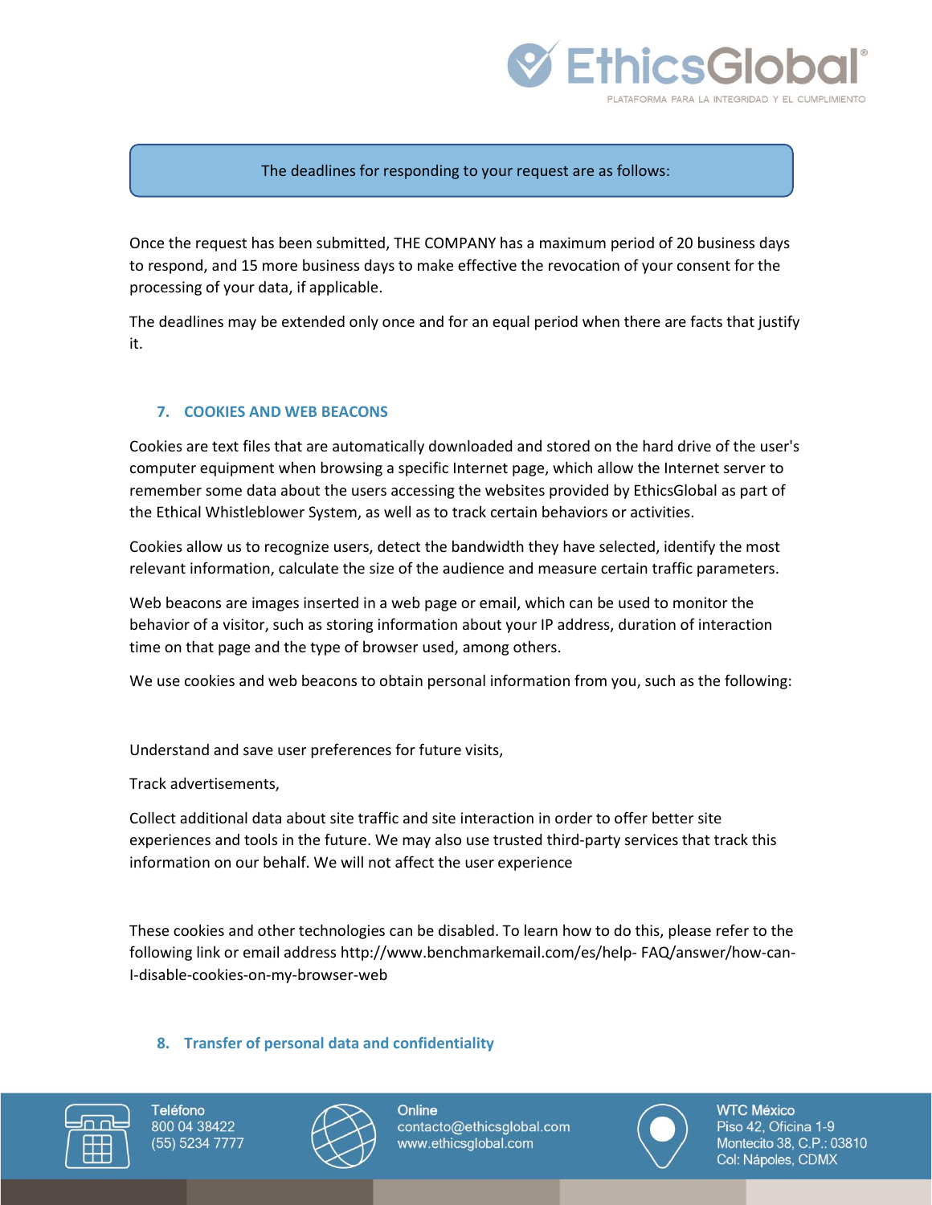The deadlines for responding to your request are as follows:

Once the request has been submitted, THE COMPANY has a maximum period of 20 business days to respond, and 15 more business days to make effective the revocation of your consent for the processing of your data, if applicable.

The deadlines may be extended only once and for an equal period when there are facts that justify it.

## 7. COOKIES AND WEB BEACONS

Cookies are text files that are automatically downloaded and stored on the hard drive of the user's computer equipment when browsing a specific Internet page, which allow the Internet server to remember some data about the users accessing the websites provided by EthicsGlobal as part of the Ethical Whistleblower System, as well as to track certain behaviors or activities.

Cookies allow us to recognize users, detect the bandwidth they have selected, identify the most relevant information, calculate the size of the audience and measure certain traffic parameters.

Web beacons are images inserted in a web page or email, which can be used to monitor the behavior of a visitor, such as storing information about your IP address, duration of interaction time on that page and the type of browser used, among others.

We use cookies and web beacons to obtain personal information from you, such as the following:

Understand and save user preferences for future visits,

Track advertisements,

Collect additional data about site traffic and site interaction in order to offer better site experiences and tools in the future. We may also use trusted third-party services that track this information on our behalf. We will not affect the user experience

These cookies and other technologies can be disabled. To learn how to do this, please refer to the following link or email address http://www.benchmarkemail.com/es/help- FAQ/answer/how-can-I-disable-cookies-on-my-browser-web

## 8. Transfer of personal data and confidentiality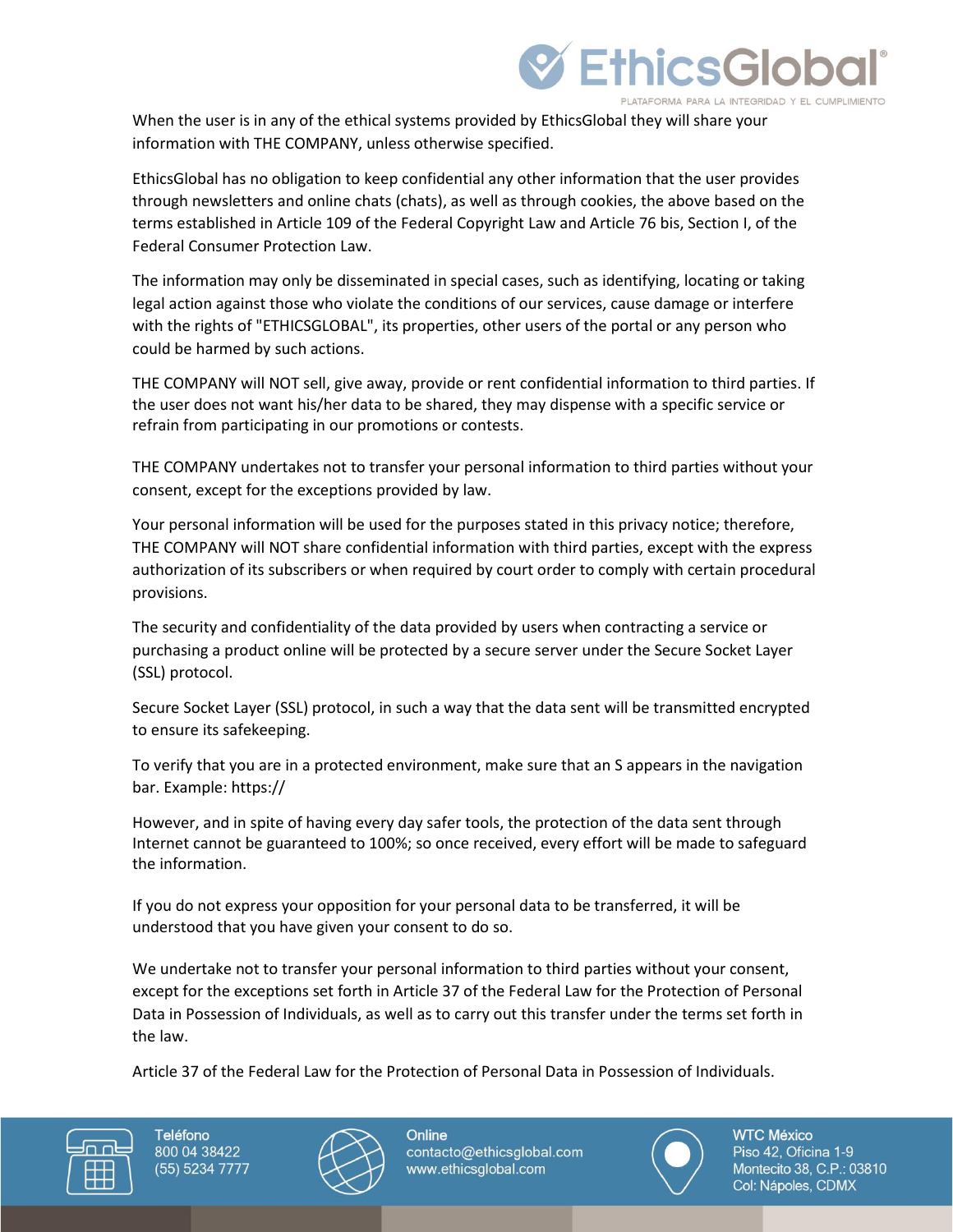When the user is in any of the ethical systems provided by EthicsGlobal they will share your information with THE COMPANY, unless otherwise specified.

EthicsGlobal has no obligation to keep confidential any other information that the user provides through newsletters and online chats (chats), as well as through cookies, the above based on the terms established in Article 109 of the Federal Copyright Law and Article 76 bis, Section I, of the Federal Consumer Protection Law.

The information may only be disseminated in special cases, such as identifying, locating or taking legal action against those who violate the conditions of our services, cause damage or interfere with the rights of "ETHICSGLOBAL", its properties, other users of the portal or any person who could be harmed by such actions.

THE COMPANY will NOT sell, give away, provide or rent confidential information to third parties. If the user does not want his/her data to be shared, they may dispense with a specific service or refrain from participating in our promotions or contests.

THE COMPANY undertakes not to transfer your personal information to third parties without your consent, except for the exceptions provided by law.

Your personal information will be used for the purposes stated in this privacy notice; therefore, THE COMPANY will NOT share confidential information with third parties, except with the express authorization of its subscribers or when required by court order to comply with certain procedural provisions.

The security and confidentiality of the data provided by users when contracting a service or purchasing a product online will be protected by a secure server under the Secure Socket Layer (SSL) protocol.

Secure Socket Layer (SSL) protocol, in such a way that the data sent will be transmitted encrypted to ensure its safekeeping.

To verify that you are in a protected environment, make sure that an S appears in the navigation bar. Example: https://

However, and in spite of having every day safer tools, the protection of the data sent through Internet cannot be guaranteed to 100%; so once received, every effort will be made to safeguard the information.

If you do not express your opposition for your personal data to be transferred, it will be understood that you have given your consent to do so.

We undertake not to transfer your personal information to third parties without your consent, except for the exceptions set forth in Article 37 of the Federal Law for the Protection of Personal Data in Possession of Individuals, as well as to carry out this transfer under the terms set forth in the law.

Article 37 of the Federal Law for the Protection of Personal Data in Possession of Individuals.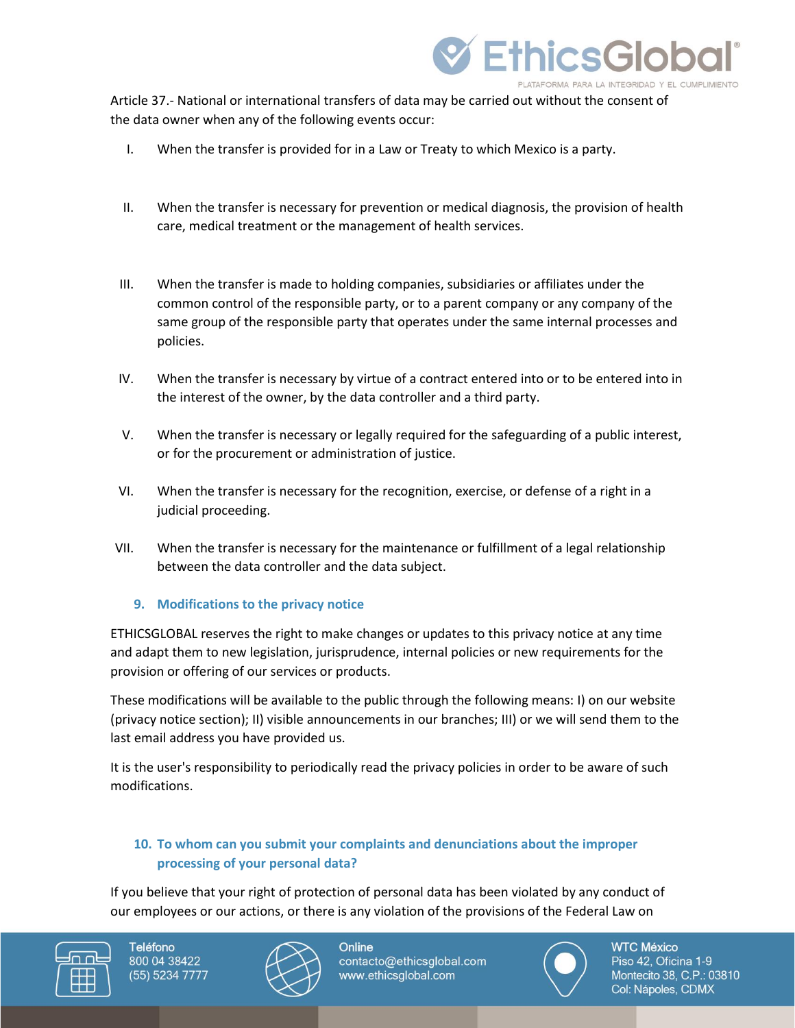Article 37.- National or international transfers of data may be carried out without the consent of the data owner when any of the following events occur:

I. When the transfer is provided for in a Law or Treaty to which Mexico is a party.

II. When the transfer is necessary for prevention or medical diagnosis, the provision of health care, medical treatment or the management of health services.

III. When the transfer is made to holding companies, subsidiaries or affiliates under the common control of the responsible party, or to a parent company or any company of the same group of the responsible party that operates under the same internal processes and policies.

IV. When the transfer is necessary by virtue of a contract entered into or to be entered into in the interest of the owner, by the data controller and a third party.

V. When the transfer is necessary or legally required for the safeguarding of a public interest, or for the procurement or administration of justice.

VI. When the transfer is necessary for the recognition, exercise, or defense of a right in a judicial proceeding.

VII. When the transfer is necessary for the maintenance or fulfillment of a legal relationship between the data controller and the data subject.

## 9. Modifications to the privacy notice

ETHICSGLOBAL reserves the right to make changes or updates to this privacy notice at any time and adapt them to new legislation, jurisprudence, internal policies or new requirements for the provision or offering of our services or products.

These modifications will be available to the public through the following means: I) on our website (privacy notice section); II) visible announcements in our branches; III) or we will send them to the last email address you have provided us.

It is the user's responsibility to periodically read the privacy policies in order to be aware of such modifications.

## 10. To whom can you submit your complaints and denunciations about the improper processing of your personal data?

If you believe that your right of protection of personal data has been violated by any conduct of our employees or our actions, or there is any violation of the provisions of the Federal Law on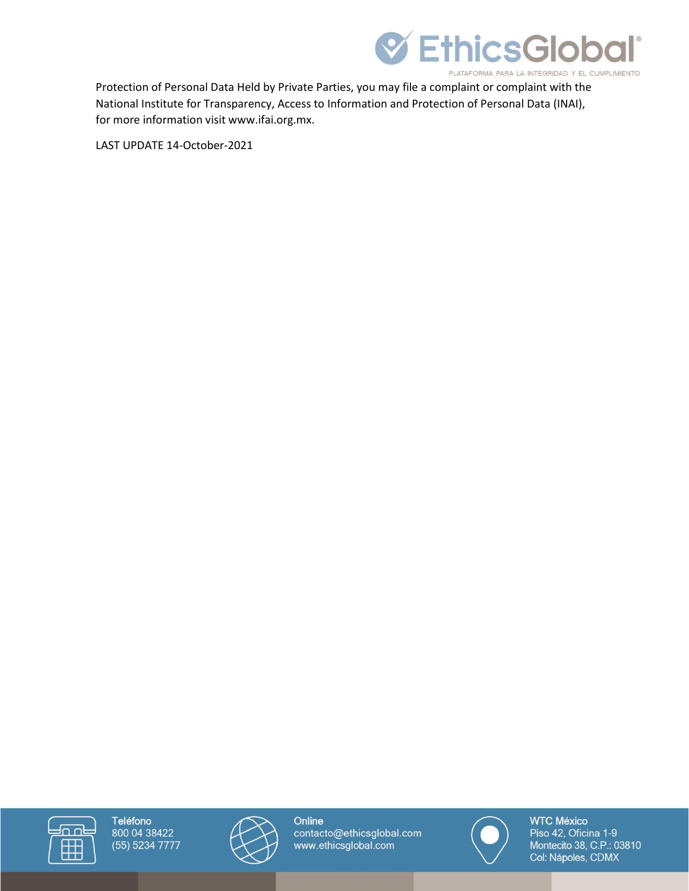Protection of Personal Data Held by Private Parties, you may file a complaint or complaint with the National Institute for Transparency, Access to Information and Protection of Personal Data (INAI), for more information visit www.ifai.org.mx.

LAST UPDATE 14-October-2021